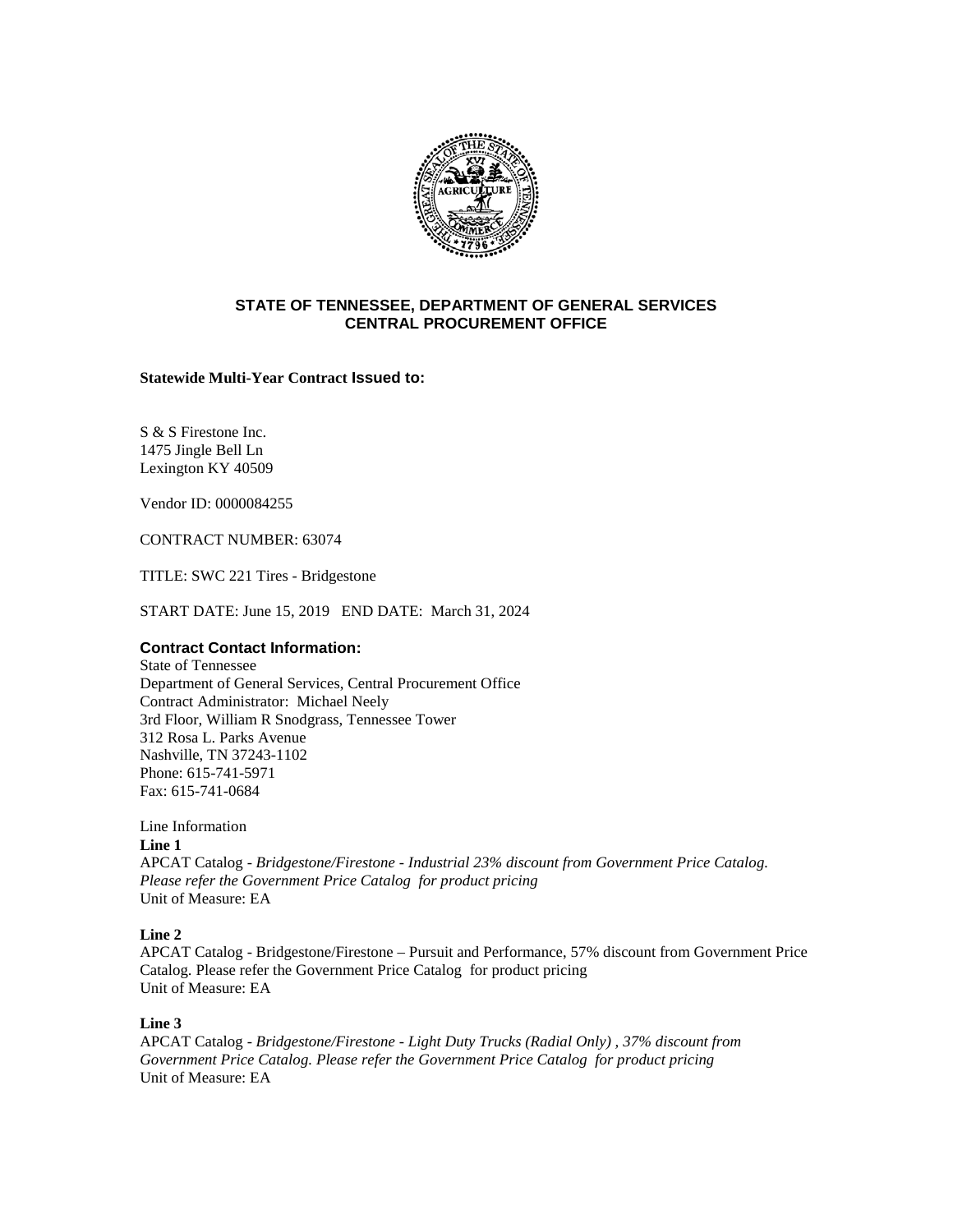**STATE OF TENNESSEE, DEPARTMENT OF GENERAL SERVICES**
**CENTRAL PROCUREMENT OFFICE**

**Statewide Multi-Year Contract Issued to:**

S & S Firestone Inc.
1475 Jingle Bell Ln
Lexington KY 40509

Vendor ID: 0000084255

CONTRACT NUMBER: 63074

TITLE: SWC 221 Tires - Bridgestone

START DATE: June 15, 2019 END DATE: March 31, 2024

**Contract Contact Information:**
State of Tennessee
Department of General Services, Central Procurement Office
Contract Administrator: Michael Neely
3rd Floor, William R Snodgrass, Tennessee Tower
312 Rosa L. Parks Avenue
Nashville, TN 37243-1102
Phone: 615-741-5971
Fax: 615-741-0684

Line Information
**Line 1**
APCAT Catalog - *Bridgestone/Firestone - Industrial 23% discount from Government Price Catalog. Please refer the Government Price Catalog for product pricing*
Unit of Measure: EA

**Line 2**
APCAT Catalog - Bridgestone/Firestone – Pursuit and Performance, 57% discount from Government Price Catalog. Please refer the Government Price Catalog for product pricing
Unit of Measure: EA

**Line 3**
APCAT Catalog - *Bridgestone/Firestone - Light Duty Trucks (Radial Only) , 37% discount from Government Price Catalog. Please refer the Government Price Catalog for product pricing*
Unit of Measure: EA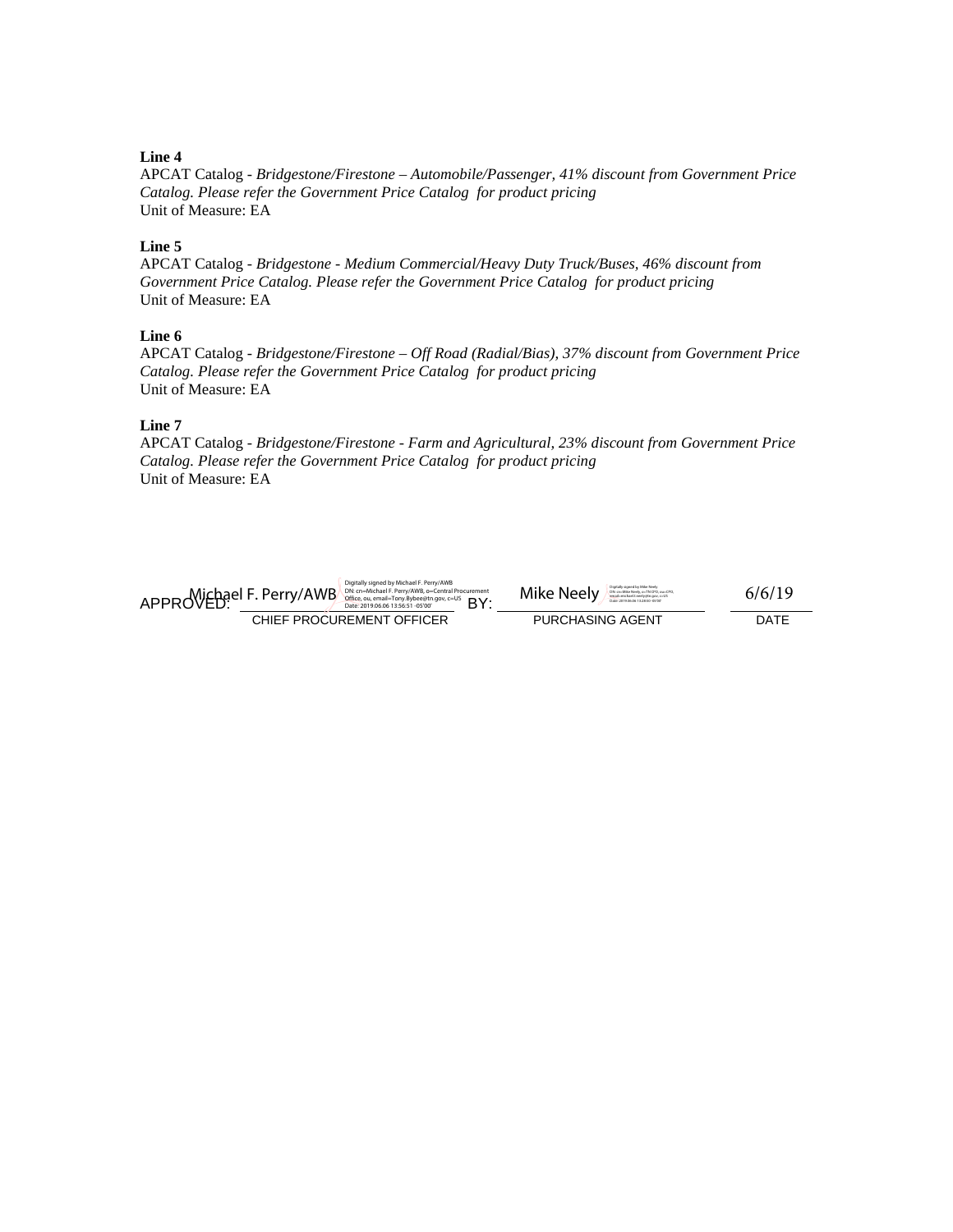**Line 4**
APCAT Catalog - *Bridgestone/Firestone – Automobile/Passenger, 41% discount from Government Price Catalog. Please refer the Government Price Catalog for product pricing*
Unit of Measure: EA

**Line 5**
APCAT Catalog - *Bridgestone - Medium Commercial/Heavy Duty Truck/Buses, 46% discount from Government Price Catalog. Please refer the Government Price Catalog for product pricing*
Unit of Measure: EA

**Line 6**
APCAT Catalog - *Bridgestone/Firestone – Off Road (Radial/Bias), 37% discount from Government Price Catalog. Please refer the Government Price Catalog for product pricing*
Unit of Measure: EA

**Line 7**
APCAT Catalog - *Bridgestone/Firestone - Farm and Agricultural, 23% discount from Government Price Catalog. Please refer the Government Price Catalog for product pricing*
Unit of Measure: EA

APPROVED: Michael F. Perry/AWB (Digitally signed by Michael F. Perry/AWB DN: cn=Michael F. Perry/AWB, o=Central Procurement Office, ou, email=Tony.Bybee@tn.gov, c=US Date: 2019.06.06 13:56:51 -05'00') BY: Mike Neely 6/6/19

CHIEF PROCUREMENT OFFICER PURCHASING AGENT DATE